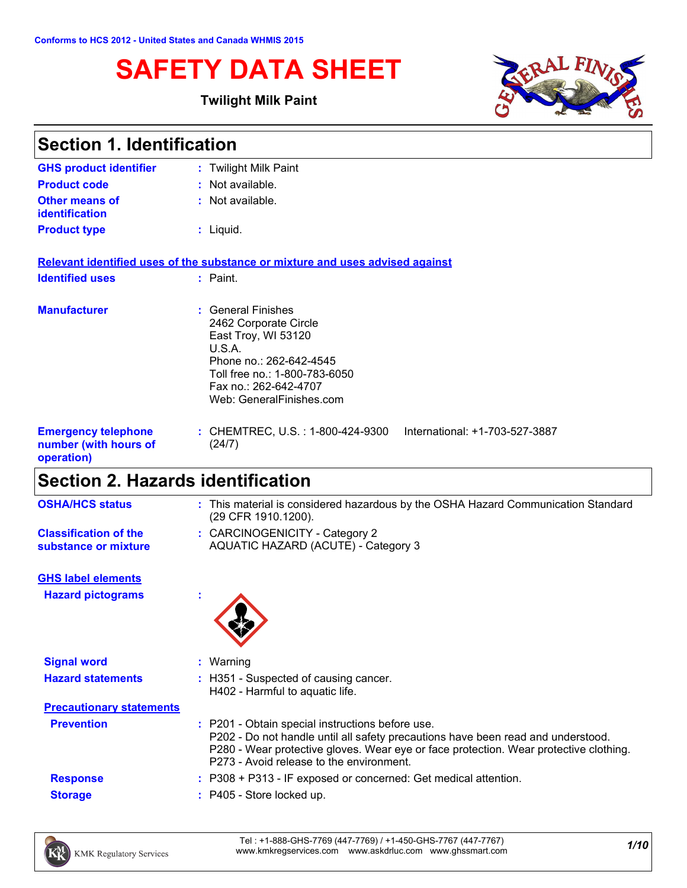Conforms to HCS 2012 - United States and Canada WHMIS 2015

# SAFETY DATA SHEET

**Twilight Milk Paint**

## Section 1. Identification

| | |
|---|---|
| **GHS product identifier** | : Twilight Milk Paint |
| **Product code** | : Not available. |
| **Other means of identification** | : Not available. |
| **Product type** | : Liquid. |

**Relevant identified uses of the substance or mixture and uses advised against**

| | |
|---|---|
| **Identified uses** | : Paint. |
| **Manufacturer** | : General Finishes<br>2462 Corporate Circle<br>East Troy, WI 53120<br>U.S.A.<br>Phone no.: 262-642-4545<br>Toll free no.: 1-800-783-6050<br>Fax no.: 262-642-4707<br>Web: GeneralFinishes.com |
| **Emergency telephone number (with hours of operation)** | : CHEMTREC, U.S. : 1-800-424-9300 International: +1-703-527-3887 (24/7) |

## Section 2. Hazards identification

| | |
|---|---|
| **OSHA/HCS status** | : This material is considered hazardous by the OSHA Hazard Communication Standard (29 CFR 1910.1200). |
| **Classification of the substance or mixture** | : CARCINOGENICITY - Category 2<br>AQUATIC HAZARD (ACUTE) - Category 3 |

**GHS label elements**

| | |
|---|---|
| **Hazard pictograms** | : |
| **Signal word** | : Warning |
| **Hazard statements** | : H351 - Suspected of causing cancer.<br>H402 - Harmful to aquatic life. |

**Precautionary statements**

| | |
|---|---|
| **Prevention** | : P201 - Obtain special instructions before use.<br>P202 - Do not handle until all safety precautions have been read and understood.<br>P280 - Wear protective gloves. Wear eye or face protection. Wear protective clothing.<br>P273 - Avoid release to the environment. |
| **Response** | : P308 + P313 - IF exposed or concerned: Get medical attention. |
| **Storage** | : P405 - Store locked up. |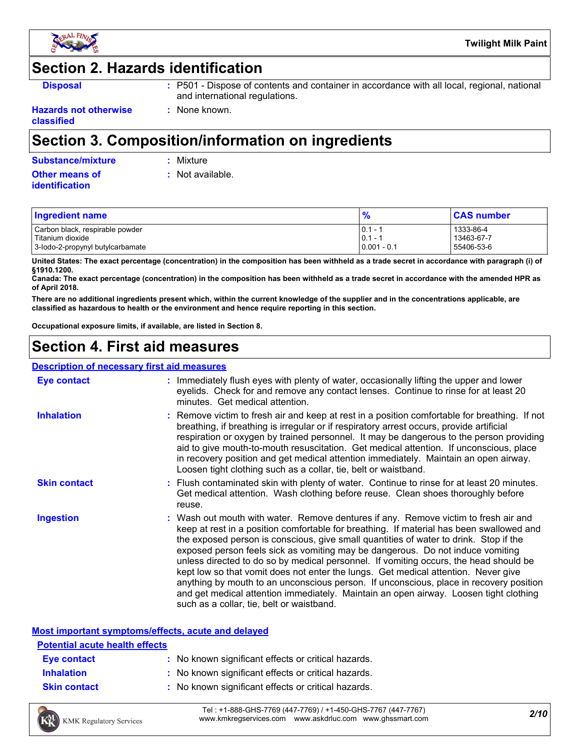## Section 2. Hazards identification

**Disposal** : P501 - Dispose of contents and container in accordance with all local, regional, national and international regulations.

**Hazards not otherwise classified** : None known.

## Section 3. Composition/information on ingredients

**Substance/mixture** : Mixture

**Other means of identification** : Not available.

| Ingredient name | % | CAS number |
|---|---|---|
| Carbon black, respirable powder | 0.1 - 1 | 1333-86-4 |
| Titanium dioxide | 0.1 - 1 | 13463-67-7 |
| 3-Iodo-2-propynyl butylcarbamate | 0.001 - 0.1 | 55406-53-6 |

**United States: The exact percentage (concentration) in the composition has been withheld as a trade secret in accordance with paragraph (i) of §1910.1200.**
**Canada: The exact percentage (concentration) in the composition has been withheld as a trade secret in accordance with the amended HPR as of April 2018.**

**There are no additional ingredients present which, within the current knowledge of the supplier and in the concentrations applicable, are classified as hazardous to health or the environment and hence require reporting in this section.**

**Occupational exposure limits, if available, are listed in Section 8.**

## Section 4. First aid measures

### Description of necessary first aid measures

**Eye contact** : Immediately flush eyes with plenty of water, occasionally lifting the upper and lower eyelids. Check for and remove any contact lenses. Continue to rinse for at least 20 minutes. Get medical attention.

**Inhalation** : Remove victim to fresh air and keep at rest in a position comfortable for breathing. If not breathing, if breathing is irregular or if respiratory arrest occurs, provide artificial respiration or oxygen by trained personnel. It may be dangerous to the person providing aid to give mouth-to-mouth resuscitation. Get medical attention. If unconscious, place in recovery position and get medical attention immediately. Maintain an open airway. Loosen tight clothing such as a collar, tie, belt or waistband.

**Skin contact** : Flush contaminated skin with plenty of water. Continue to rinse for at least 20 minutes. Get medical attention. Wash clothing before reuse. Clean shoes thoroughly before reuse.

**Ingestion** : Wash out mouth with water. Remove dentures if any. Remove victim to fresh air and keep at rest in a position comfortable for breathing. If material has been swallowed and the exposed person is conscious, give small quantities of water to drink. Stop if the exposed person feels sick as vomiting may be dangerous. Do not induce vomiting unless directed to do so by medical personnel. If vomiting occurs, the head should be kept low so that vomit does not enter the lungs. Get medical attention. Never give anything by mouth to an unconscious person. If unconscious, place in recovery position and get medical attention immediately. Maintain an open airway. Loosen tight clothing such as a collar, tie, belt or waistband.

### Most important symptoms/effects, acute and delayed

#### Potential acute health effects

**Eye contact** : No known significant effects or critical hazards.

**Inhalation** : No known significant effects or critical hazards.

**Skin contact** : No known significant effects or critical hazards.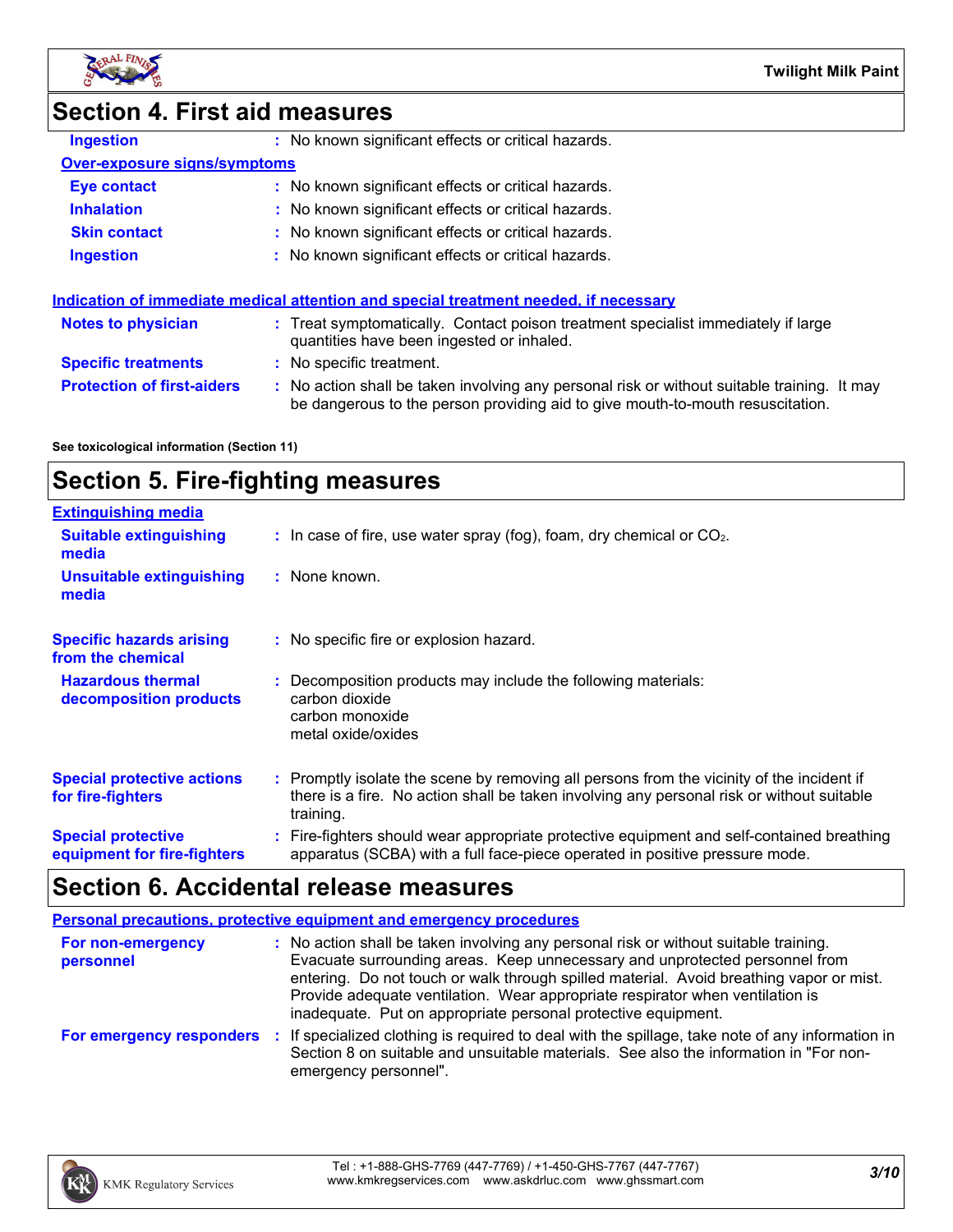## Section 4. First aid measures

**Ingestion** : No known significant effects or critical hazards.

**Over-exposure signs/symptoms**

**Eye contact** : No known significant effects or critical hazards.

**Inhalation** : No known significant effects or critical hazards.

**Skin contact** : No known significant effects or critical hazards.

**Ingestion** : No known significant effects or critical hazards.

**Indication of immediate medical attention and special treatment needed, if necessary**

**Notes to physician** : Treat symptomatically. Contact poison treatment specialist immediately if large quantities have been ingested or inhaled.

**Specific treatments** : No specific treatment.

**Protection of first-aiders** : No action shall be taken involving any personal risk or without suitable training. It may be dangerous to the person providing aid to give mouth-to-mouth resuscitation.

**See toxicological information (Section 11)**

## Section 5. Fire-fighting measures

**Extinguishing media**

**Suitable extinguishing media** : In case of fire, use water spray (fog), foam, dry chemical or $CO_2$.

**Unsuitable extinguishing media** : None known.

**Specific hazards arising from the chemical** : No specific fire or explosion hazard.

**Hazardous thermal decomposition products** : Decomposition products may include the following materials:
carbon dioxide
carbon monoxide
metal oxide/oxides

**Special protective actions for fire-fighters** : Promptly isolate the scene by removing all persons from the vicinity of the incident if there is a fire. No action shall be taken involving any personal risk or without suitable training.

**Special protective equipment for fire-fighters** : Fire-fighters should wear appropriate protective equipment and self-contained breathing apparatus (SCBA) with a full face-piece operated in positive pressure mode.

## Section 6. Accidental release measures

**Personal precautions, protective equipment and emergency procedures**

**For non-emergency personnel** : No action shall be taken involving any personal risk or without suitable training. Evacuate surrounding areas. Keep unnecessary and unprotected personnel from entering. Do not touch or walk through spilled material. Avoid breathing vapor or mist. Provide adequate ventilation. Wear appropriate respirator when ventilation is inadequate. Put on appropriate personal protective equipment.

**For emergency responders** : If specialized clothing is required to deal with the spillage, take note of any information in Section 8 on suitable and unsuitable materials. See also the information in "For non-emergency personnel".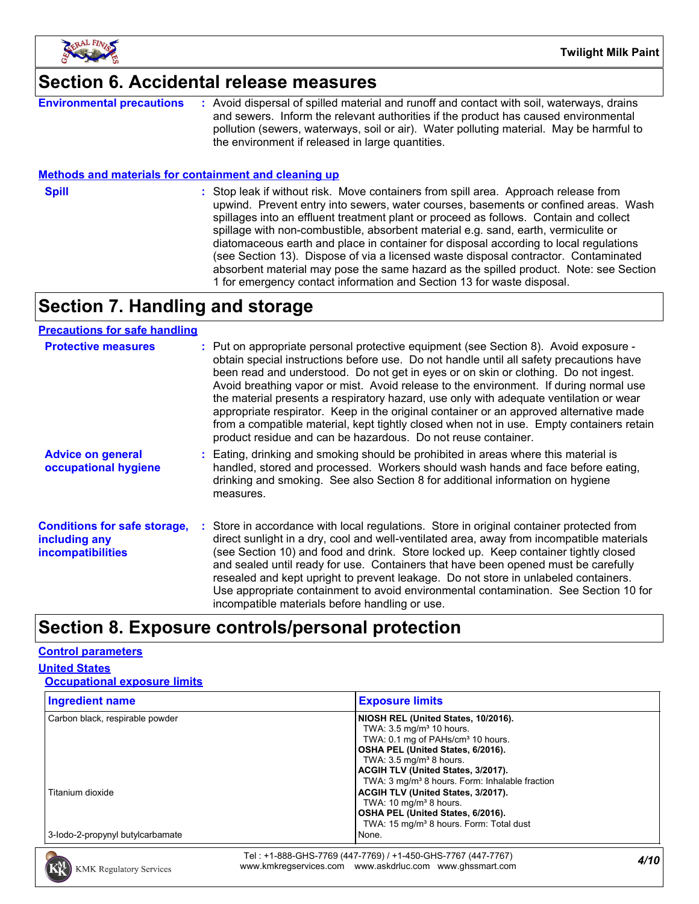## Section 6. Accidental release measures

**Environmental precautions** : Avoid dispersal of spilled material and runoff and contact with soil, waterways, drains and sewers. Inform the relevant authorities if the product has caused environmental pollution (sewers, waterways, soil or air). Water polluting material. May be harmful to the environment if released in large quantities.

### Methods and materials for containment and cleaning up

**Spill** : Stop leak if without risk. Move containers from spill area. Approach release from upwind. Prevent entry into sewers, water courses, basements or confined areas. Wash spillages into an effluent treatment plant or proceed as follows. Contain and collect spillage with non-combustible, absorbent material e.g. sand, earth, vermiculite or diatomaceous earth and place in container for disposal according to local regulations (see Section 13). Dispose of via a licensed waste disposal contractor. Contaminated absorbent material may pose the same hazard as the spilled product. Note: see Section 1 for emergency contact information and Section 13 for waste disposal.

## Section 7. Handling and storage

### Precautions for safe handling

**Protective measures** : Put on appropriate personal protective equipment (see Section 8). Avoid exposure - obtain special instructions before use. Do not handle until all safety precautions have been read and understood. Do not get in eyes or on skin or clothing. Do not ingest. Avoid breathing vapor or mist. Avoid release to the environment. If during normal use the material presents a respiratory hazard, use only with adequate ventilation or wear appropriate respirator. Keep in the original container or an approved alternative made from a compatible material, kept tightly closed when not in use. Empty containers retain product residue and can be hazardous. Do not reuse container.

**Advice on general occupational hygiene** : Eating, drinking and smoking should be prohibited in areas where this material is handled, stored and processed. Workers should wash hands and face before eating, drinking and smoking. See also Section 8 for additional information on hygiene measures.

**Conditions for safe storage, including any incompatibilities** : Store in accordance with local regulations. Store in original container protected from direct sunlight in a dry, cool and well-ventilated area, away from incompatible materials (see Section 10) and food and drink. Store locked up. Keep container tightly closed and sealed until ready for use. Containers that have been opened must be carefully resealed and kept upright to prevent leakage. Do not store in unlabeled containers. Use appropriate containment to avoid environmental contamination. See Section 10 for incompatible materials before handling or use.

## Section 8. Exposure controls/personal protection

### Control parameters

#### United States

##### Occupational exposure limits

| Ingredient name | Exposure limits |
|---|---|
| Carbon black, respirable powder | **NIOSH REL (United States, 10/2016).**<br>TWA: 3.5 mg/m³ 10 hours.<br>TWA: 0.1 mg of PAHs/cm³ 10 hours.<br>**OSHA PEL (United States, 6/2016).**<br>TWA: 3.5 mg/m³ 8 hours.<br>**ACGIH TLV (United States, 3/2017).**<br>TWA: 3 mg/m³ 8 hours. Form: Inhalable fraction |
| Titanium dioxide | **ACGIH TLV (United States, 3/2017).**<br>TWA: 10 mg/m³ 8 hours.<br>**OSHA PEL (United States, 6/2016).**<br>TWA: 15 mg/m³ 8 hours. Form: Total dust |
| 3-Iodo-2-propynyl butylcarbamate | None. |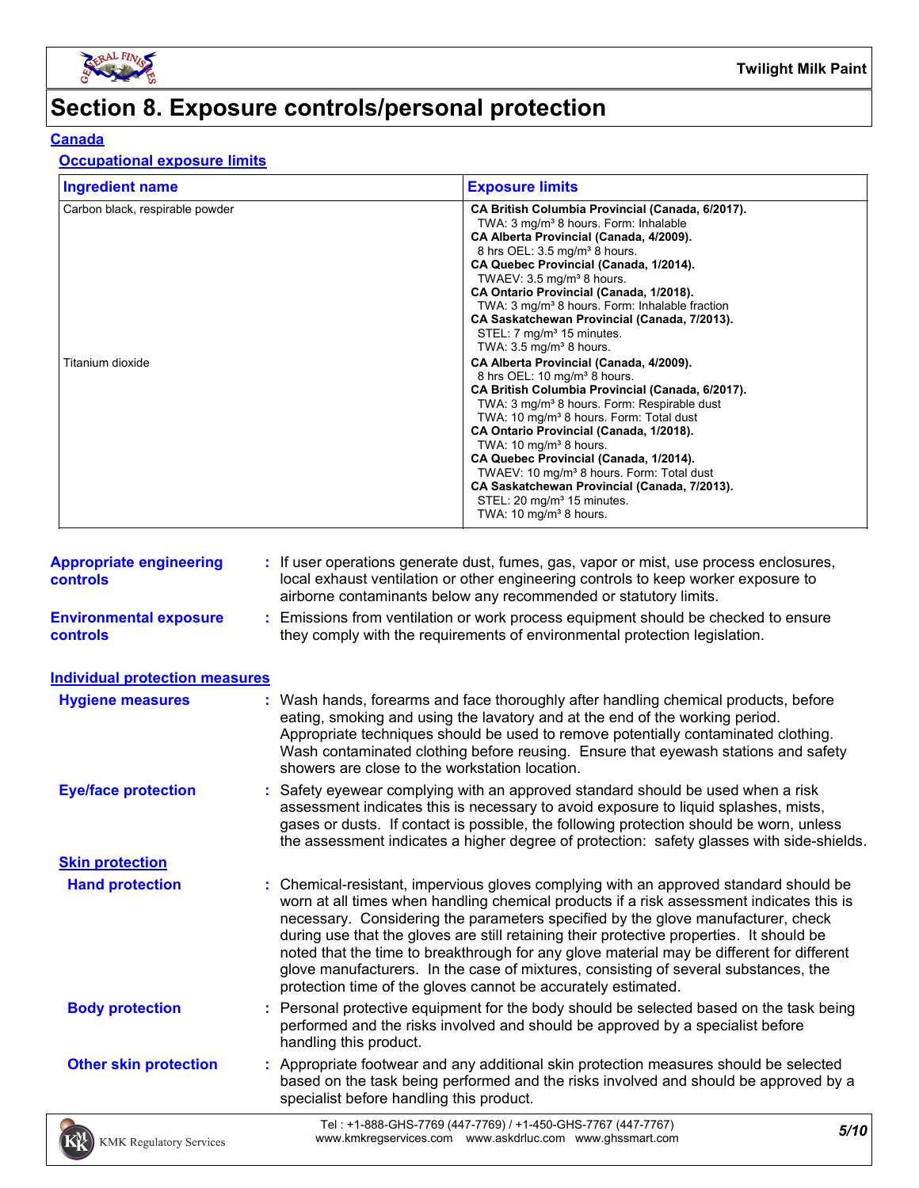# Section 8. Exposure controls/personal protection

**Canada**

**Occupational exposure limits**

| Ingredient name | Exposure limits |
|---|---|
| Carbon black, respirable powder | **CA British Columbia Provincial (Canada, 6/2017).**<br>TWA: 3 mg/m³ 8 hours. Form: Inhalable<br>**CA Alberta Provincial (Canada, 4/2009).**<br>8 hrs OEL: 3.5 mg/m³ 8 hours.<br>**CA Quebec Provincial (Canada, 1/2014).**<br>TWAEV: 3.5 mg/m³ 8 hours.<br>**CA Ontario Provincial (Canada, 1/2018).**<br>TWA: 3 mg/m³ 8 hours. Form: Inhalable fraction<br>**CA Saskatchewan Provincial (Canada, 7/2013).**<br>STEL: 7 mg/m³ 15 minutes.<br>TWA: 3.5 mg/m³ 8 hours. |
| Titanium dioxide | **CA Alberta Provincial (Canada, 4/2009).**<br>8 hrs OEL: 10 mg/m³ 8 hours.<br>**CA British Columbia Provincial (Canada, 6/2017).**<br>TWA: 3 mg/m³ 8 hours. Form: Respirable dust<br>TWA: 10 mg/m³ 8 hours. Form: Total dust<br>**CA Ontario Provincial (Canada, 1/2018).**<br>TWA: 10 mg/m³ 8 hours.<br>**CA Quebec Provincial (Canada, 1/2014).**<br>TWAEV: 10 mg/m³ 8 hours. Form: Total dust<br>**CA Saskatchewan Provincial (Canada, 7/2013).**<br>STEL: 20 mg/m³ 15 minutes.<br>TWA: 10 mg/m³ 8 hours. |

**Appropriate engineering controls** : If user operations generate dust, fumes, gas, vapor or mist, use process enclosures, local exhaust ventilation or other engineering controls to keep worker exposure to airborne contaminants below any recommended or statutory limits.

**Environmental exposure controls** : Emissions from ventilation or work process equipment should be checked to ensure they comply with the requirements of environmental protection legislation.

**Individual protection measures**

**Hygiene measures** : Wash hands, forearms and face thoroughly after handling chemical products, before eating, smoking and using the lavatory and at the end of the working period. Appropriate techniques should be used to remove potentially contaminated clothing. Wash contaminated clothing before reusing. Ensure that eyewash stations and safety showers are close to the workstation location.

**Eye/face protection** : Safety eyewear complying with an approved standard should be used when a risk assessment indicates this is necessary to avoid exposure to liquid splashes, mists, gases or dusts. If contact is possible, the following protection should be worn, unless the assessment indicates a higher degree of protection: safety glasses with side-shields.

**Skin protection**

**Hand protection** : Chemical-resistant, impervious gloves complying with an approved standard should be worn at all times when handling chemical products if a risk assessment indicates this is necessary. Considering the parameters specified by the glove manufacturer, check during use that the gloves are still retaining their protective properties. It should be noted that the time to breakthrough for any glove material may be different for different glove manufacturers. In the case of mixtures, consisting of several substances, the protection time of the gloves cannot be accurately estimated.

**Body protection** : Personal protective equipment for the body should be selected based on the task being performed and the risks involved and should be approved by a specialist before handling this product.

**Other skin protection** : Appropriate footwear and any additional skin protection measures should be selected based on the task being performed and the risks involved and should be approved by a specialist before handling this product.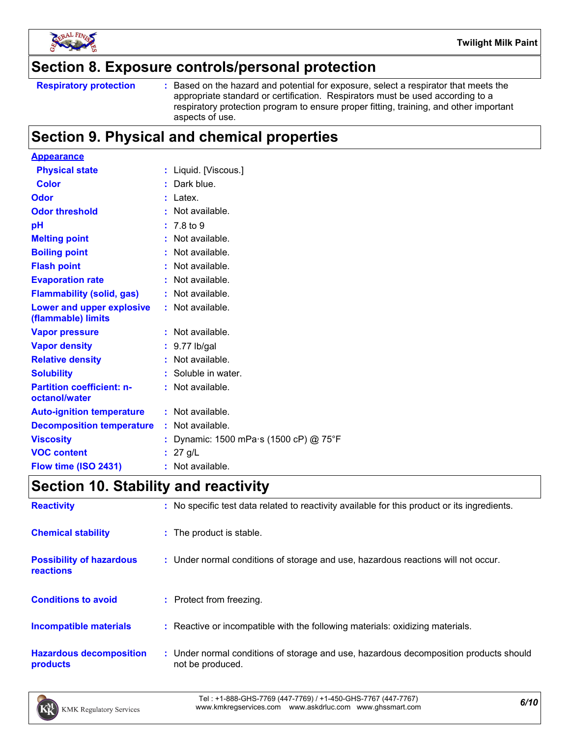## Section 8. Exposure controls/personal protection

| | |
|---|---|
| **Respiratory protection** | : Based on the hazard and potential for exposure, select a respirator that meets the appropriate standard or certification. Respirators must be used according to a respiratory protection program to ensure proper fitting, training, and other important aspects of use. |

## Section 9. Physical and chemical properties

**Appearance**

| | |
|---|---|
| **Physical state** | : Liquid. [Viscous.] |
| **Color** | : Dark blue. |
| **Odor** | : Latex. |
| **Odor threshold** | : Not available. |
| **pH** | : 7.8 to 9 |
| **Melting point** | : Not available. |
| **Boiling point** | : Not available. |
| **Flash point** | : Not available. |
| **Evaporation rate** | : Not available. |
| **Flammability (solid, gas)** | : Not available. |
| **Lower and upper explosive (flammable) limits** | : Not available. |
| **Vapor pressure** | : Not available. |
| **Vapor density** | : 9.77 lb/gal |
| **Relative density** | : Not available. |
| **Solubility** | : Soluble in water. |
| **Partition coefficient: n-octanol/water** | : Not available. |
| **Auto-ignition temperature** | : Not available. |
| **Decomposition temperature** | : Not available. |
| **Viscosity** | : Dynamic: 1500 mPa·s (1500 cP) @ 75°F |
| **VOC content** | : 27 g/L |
| **Flow time (ISO 2431)** | : Not available. |

## Section 10. Stability and reactivity

| | |
|---|---|
| **Reactivity** | : No specific test data related to reactivity available for this product or its ingredients. |
| **Chemical stability** | : The product is stable. |
| **Possibility of hazardous reactions** | : Under normal conditions of storage and use, hazardous reactions will not occur. |
| **Conditions to avoid** | : Protect from freezing. |
| **Incompatible materials** | : Reactive or incompatible with the following materials: oxidizing materials. |
| **Hazardous decomposition products** | : Under normal conditions of storage and use, hazardous decomposition products should not be produced. |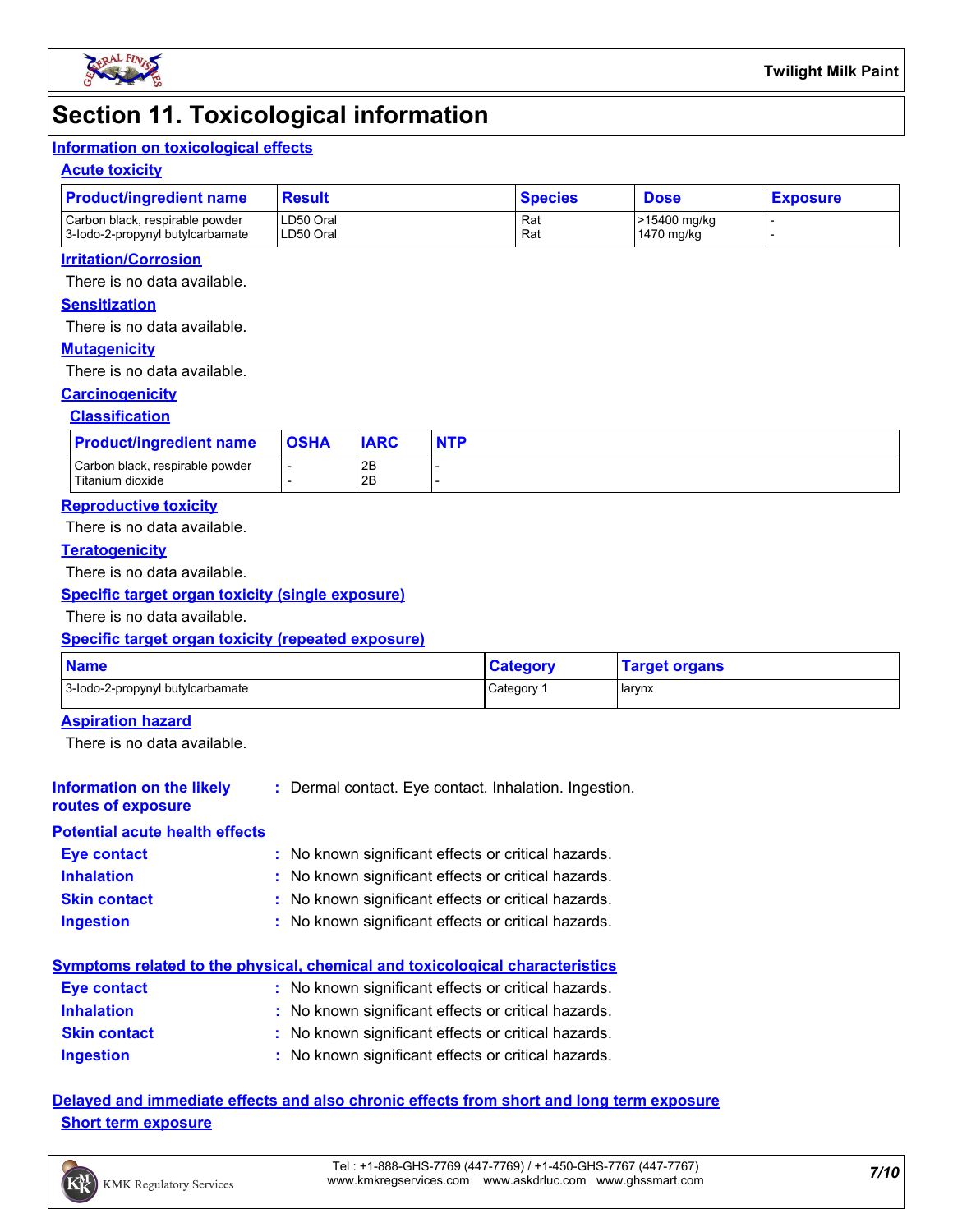# Section 11. Toxicological information

## Information on toxicological effects

### Acute toxicity

| Product/ingredient name | Result | Species | Dose | Exposure |
|---|---|---|---|---|
| Carbon black, respirable powder | LD50 Oral | Rat | >15400 mg/kg | - |
| 3-Iodo-2-propynyl butylcarbamate | LD50 Oral | Rat | 1470 mg/kg | - |

### Irritation/Corrosion

There is no data available.

### Sensitization

There is no data available.

### Mutagenicity

There is no data available.

### Carcinogenicity

#### Classification

| Product/ingredient name | OSHA | IARC | NTP |
|---|---|---|---|
| Carbon black, respirable powder | - | 2B | - |
| Titanium dioxide | - | 2B | - |

### Reproductive toxicity

There is no data available.

### Teratogenicity

There is no data available.

### Specific target organ toxicity (single exposure)

There is no data available.

### Specific target organ toxicity (repeated exposure)

| Name | Category | Target organs |
|---|---|---|
| 3-Iodo-2-propynyl butylcarbamate | Category 1 | larynx |

### Aspiration hazard

There is no data available.

**Information on the likely routes of exposure** : Dermal contact. Eye contact. Inhalation. Ingestion.

## Potential acute health effects

**Eye contact** : No known significant effects or critical hazards.

**Inhalation** : No known significant effects or critical hazards.

**Skin contact** : No known significant effects or critical hazards.

**Ingestion** : No known significant effects or critical hazards.

## Symptoms related to the physical, chemical and toxicological characteristics

**Eye contact** : No known significant effects or critical hazards.

**Inhalation** : No known significant effects or critical hazards.

**Skin contact** : No known significant effects or critical hazards.

**Ingestion** : No known significant effects or critical hazards.

## Delayed and immediate effects and also chronic effects from short and long term exposure

### Short term exposure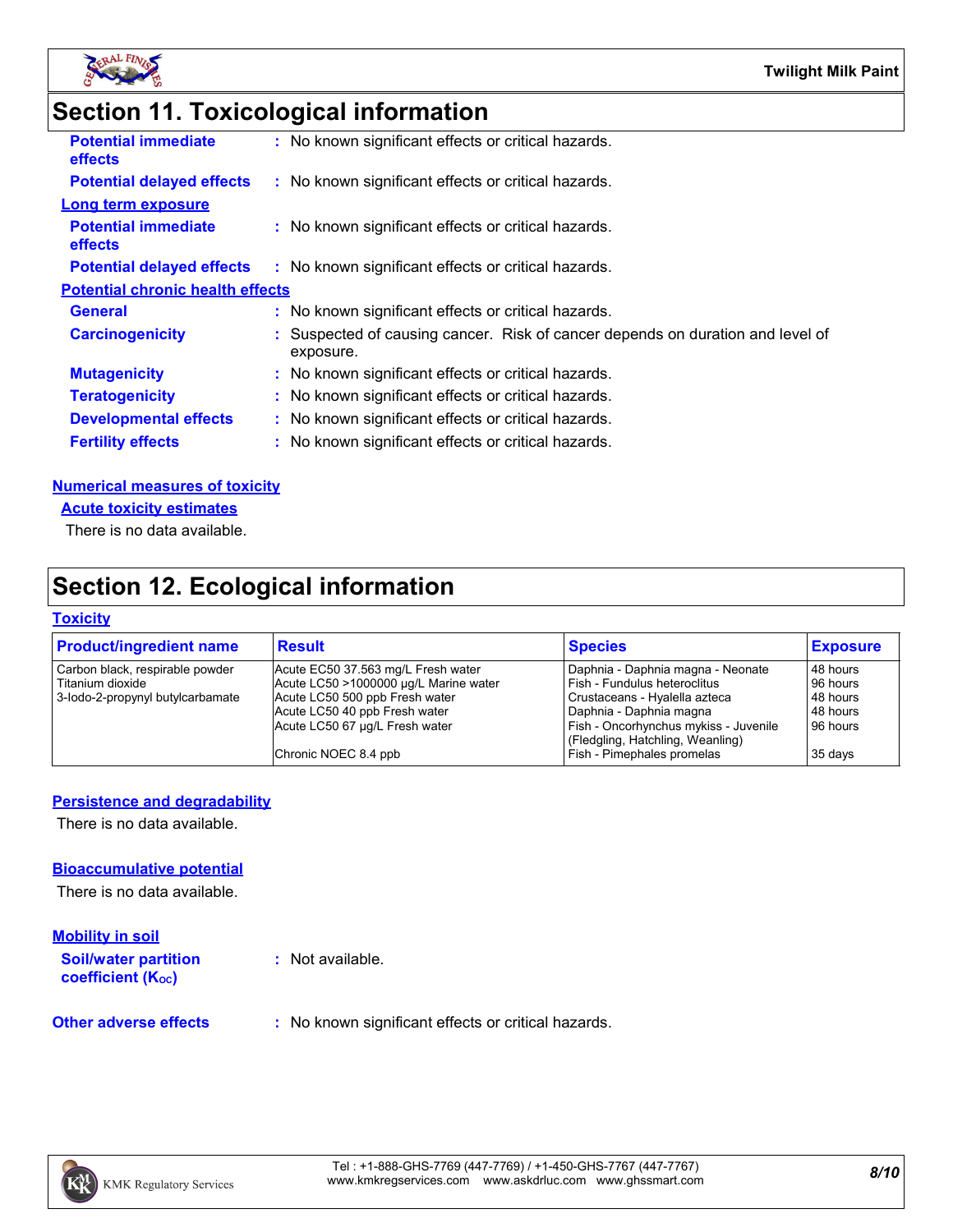## Section 11. Toxicological information

**Potential immediate effects** : No known significant effects or critical hazards.

**Potential delayed effects** : No known significant effects or critical hazards.

**Long term exposure**

**Potential immediate effects** : No known significant effects or critical hazards.

**Potential delayed effects** : No known significant effects or critical hazards.

**Potential chronic health effects**

**General** : No known significant effects or critical hazards.

**Carcinogenicity** : Suspected of causing cancer. Risk of cancer depends on duration and level of exposure.

**Mutagenicity** : No known significant effects or critical hazards.

**Teratogenicity** : No known significant effects or critical hazards.

**Developmental effects** : No known significant effects or critical hazards.

**Fertility effects** : No known significant effects or critical hazards.

**Numerical measures of toxicity**

**Acute toxicity estimates**

There is no data available.

## Section 12. Ecological information

**Toxicity**

| Product/ingredient name | Result | Species | Exposure |
|---|---|---|---|
| Carbon black, respirable powder | Acute EC50 37.563 mg/L Fresh water | Daphnia - Daphnia magna - Neonate | 48 hours |
| Titanium dioxide | Acute LC50 >1000000 µg/L Marine water | Fish - Fundulus heteroclitus | 96 hours |
| 3-Iodo-2-propynyl butylcarbamate | Acute LC50 500 ppb Fresh water | Crustaceans - Hyalella azteca | 48 hours |
| | Acute LC50 40 ppb Fresh water | Daphnia - Daphnia magna | 48 hours |
| | Acute LC50 67 µg/L Fresh water | Fish - Oncorhynchus mykiss - Juvenile (Fledgling, Hatchling, Weanling) | 96 hours |
| | Chronic NOEC 8.4 ppb | Fish - Pimephales promelas | 35 days |

**Persistence and degradability**

There is no data available.

**Bioaccumulative potential**

There is no data available.

**Mobility in soil**

**Soil/water partition coefficient ($K_{OC}$)** : Not available.

**Other adverse effects** : No known significant effects or critical hazards.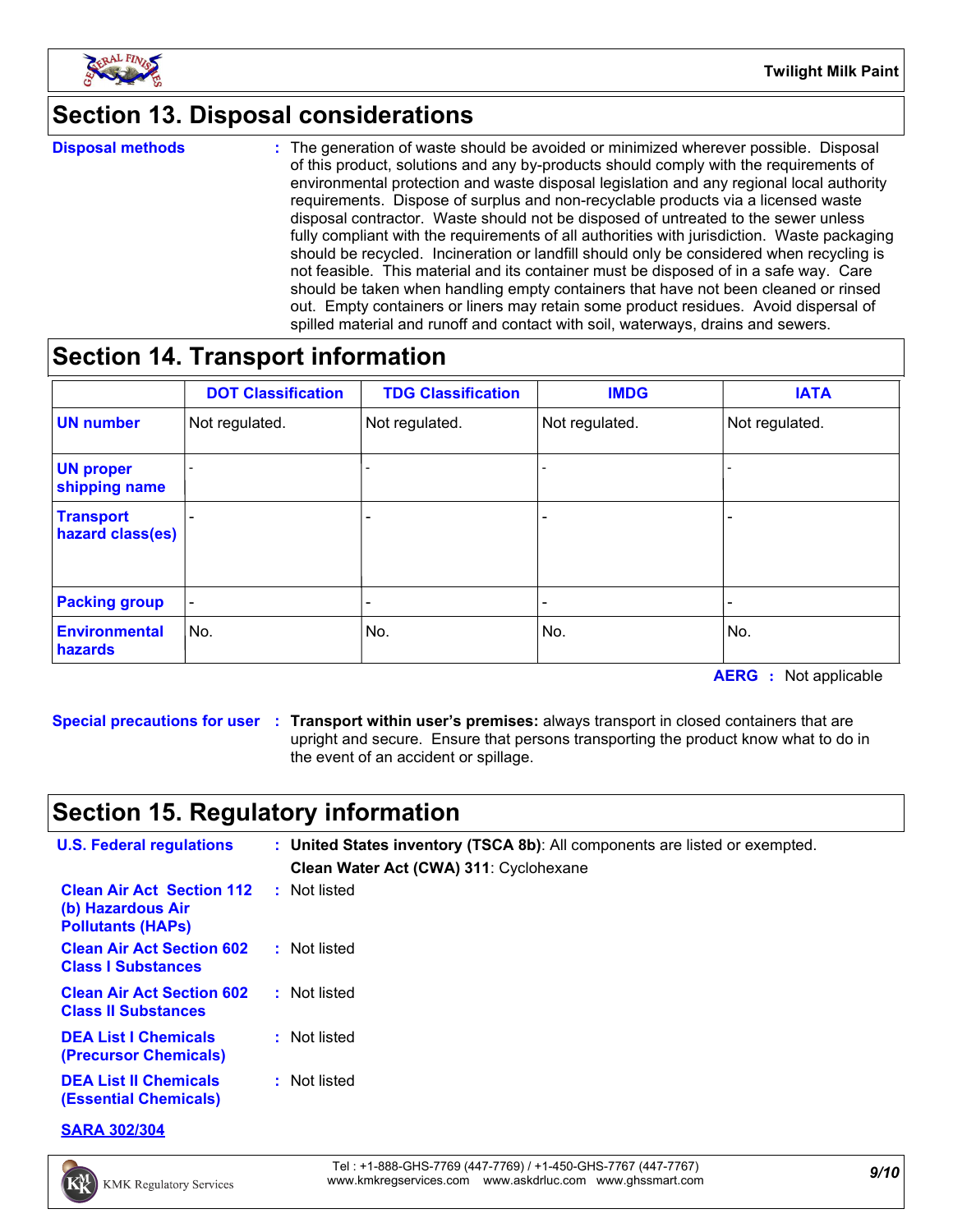## Section 13. Disposal considerations

**Disposal methods** : The generation of waste should be avoided or minimized wherever possible. Disposal of this product, solutions and any by-products should comply with the requirements of environmental protection and waste disposal legislation and any regional local authority requirements. Dispose of surplus and non-recyclable products via a licensed waste disposal contractor. Waste should not be disposed of untreated to the sewer unless fully compliant with the requirements of all authorities with jurisdiction. Waste packaging should be recycled. Incineration or landfill should only be considered when recycling is not feasible. This material and its container must be disposed of in a safe way. Care should be taken when handling empty containers that have not been cleaned or rinsed out. Empty containers or liners may retain some product residues. Avoid dispersal of spilled material and runoff and contact with soil, waterways, drains and sewers.

## Section 14. Transport information

| | DOT Classification | TDG Classification | IMDG | IATA |
|---|---|---|---|---|
| **UN number** | Not regulated. | Not regulated. | Not regulated. | Not regulated. |
| **UN proper shipping name** | - | - | - | - |
| **Transport hazard class(es)** | - | - | - | - |
| **Packing group** | - | - | - | - |
| **Environmental hazards** | No. | No. | No. | No. |

**AERG** : Not applicable

**Special precautions for user** : **Transport within user's premises:** always transport in closed containers that are upright and secure. Ensure that persons transporting the product know what to do in the event of an accident or spillage.

## Section 15. Regulatory information

**U.S. Federal regulations** : **United States inventory (TSCA 8b)**: All components are listed or exempted.

**Clean Water Act (CWA) 311**: Cyclohexane

**Clean Air Act Section 112 (b) Hazardous Air Pollutants (HAPs)** : Not listed

**Clean Air Act Section 602 Class I Substances** : Not listed

**Clean Air Act Section 602 Class II Substances** : Not listed

**DEA List I Chemicals (Precursor Chemicals)** : Not listed

**DEA List II Chemicals (Essential Chemicals)** : Not listed

**SARA 302/304**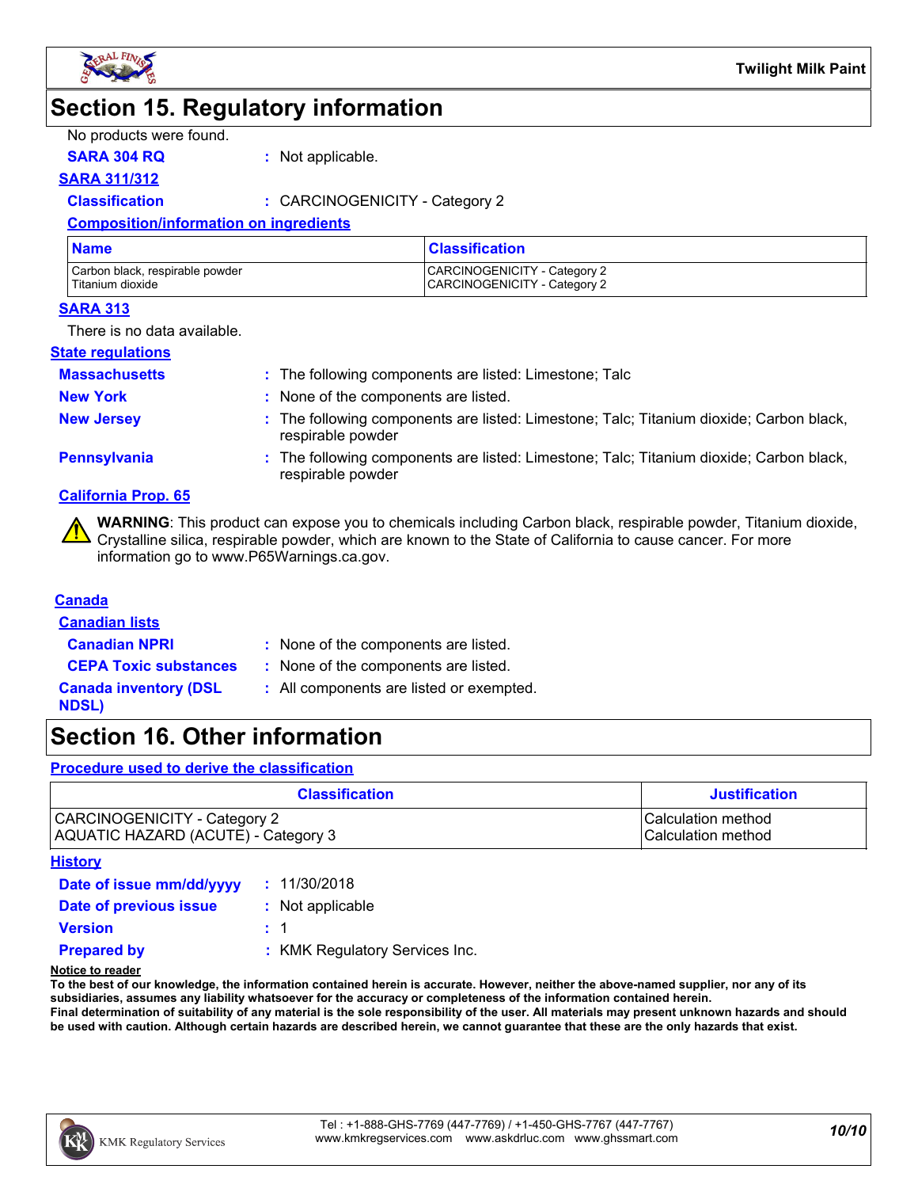# Section 15. Regulatory information

No products were found.

**SARA 304 RQ** : Not applicable.

**SARA 311/312**

**Classification** : CARCINOGENICITY - Category 2

**Composition/information on ingredients**

| Name | Classification |
|---|---|
| Carbon black, respirable powder<br>Titanium dioxide | CARCINOGENICITY - Category 2<br>CARCINOGENICITY - Category 2 |

**SARA 313**

There is no data available.

**State regulations**

**Massachusetts** : The following components are listed: Limestone; Talc

**New York** : None of the components are listed.

**New Jersey** : The following components are listed: Limestone; Talc; Titanium dioxide; Carbon black, respirable powder

**Pennsylvania** : The following components are listed: Limestone; Talc; Titanium dioxide; Carbon black, respirable powder

**California Prop. 65**

**WARNING**: This product can expose you to chemicals including Carbon black, respirable powder, Titanium dioxide, Crystalline silica, respirable powder, which are known to the State of California to cause cancer. For more information go to www.P65Warnings.ca.gov.

**Canada**

**Canadian lists**

**Canadian NPRI** : None of the components are listed.

**CEPA Toxic substances** : None of the components are listed.

**Canada inventory (DSL NDSL)** : All components are listed or exempted.

# Section 16. Other information

**Procedure used to derive the classification**

| Classification | Justification |
|---|---|
| CARCINOGENICITY - Category 2<br>AQUATIC HAZARD (ACUTE) - Category 3 | Calculation method<br>Calculation method |

**History**

**Date of issue mm/dd/yyyy** : 11/30/2018

**Date of previous issue** : Not applicable

**Version** : 1

**Prepared by** : KMK Regulatory Services Inc.

**Notice to reader**

**To the best of our knowledge, the information contained herein is accurate. However, neither the above-named supplier, nor any of its subsidiaries, assumes any liability whatsoever for the accuracy or completeness of the information contained herein.**
**Final determination of suitability of any material is the sole responsibility of the user. All materials may present unknown hazards and should be used with caution. Although certain hazards are described herein, we cannot guarantee that these are the only hazards that exist.**